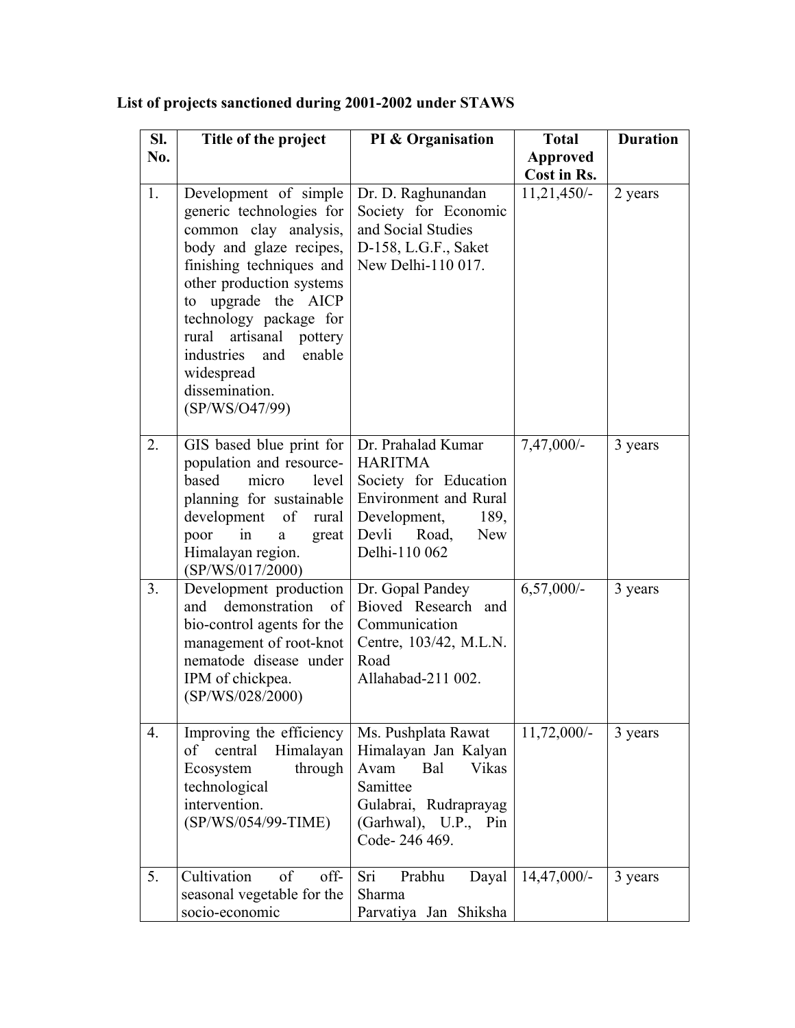**List of projects sanctioned during 2001-2002 under STAWS**

| Sl. No. | Title of the project | PI & Organisation | Total Approved Cost in Rs. | Duration |
|---|---|---|---|---|
| 1. | Development of simple generic technologies for common clay analysis, body and glaze recipes, finishing techniques and other production systems to upgrade the AICP technology package for rural artisanal pottery industries and enable widespread dissemination. (SP/WS/O47/99) | Dr. D. Raghunandan Society for Economic and Social Studies D-158, L.G.F., Saket New Delhi-110 017. | 11,21,450/- | 2 years |
| 2. | GIS based blue print for population and resource-based micro level planning for sustainable development of rural poor in a great Himalayan region. (SP/WS/017/2000) | Dr. Prahalad Kumar HARITMA Society for Education Environment and Rural Development, 189, Devli Road, New Delhi-110 062 | 7,47,000/- | 3 years |
| 3. | Development production and demonstration of bio-control agents for the management of root-knot nematode disease under IPM of chickpea. (SP/WS/028/2000) | Dr. Gopal Pandey Bioved Research and Communication Centre, 103/42, M.L.N. Road Allahabad-211 002. | 6,57,000/- | 3 years |
| 4. | Improving the efficiency of central Himalayan Ecosystem through technological intervention. (SP/WS/054/99-TIME) | Ms. Pushplata Rawat Himalayan Jan Kalyan Avam Bal Vikas Samittee Gulabrai, Rudraprayag (Garhwal), U.P., Pin Code- 246 469. | 11,72,000/- | 3 years |
| 5. | Cultivation of off-seasonal vegetable for the socio-economic | Sri Prabhu Dayal Sharma Parvatiya Jan Shiksha | 14,47,000/- | 3 years |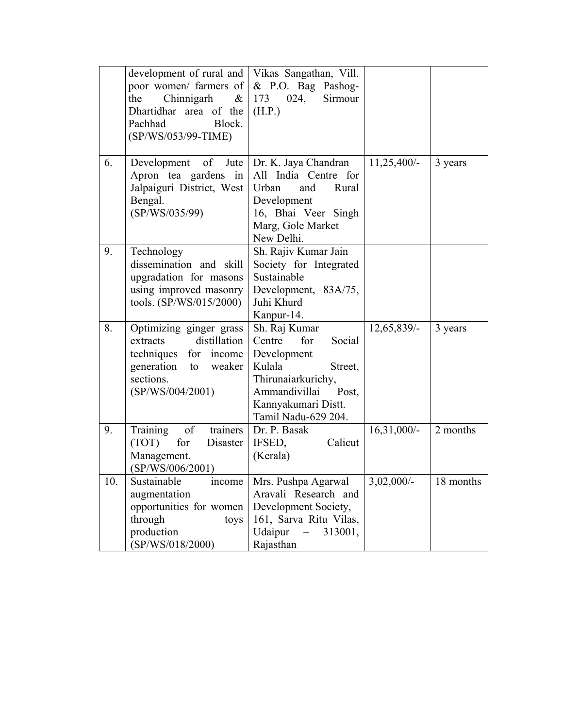| | | | | |
|---|---|---|---|---|
| | development of rural and poor women/ farmers of the Chinnigarh & Dhartidhar area of the Pachhad Block. (SP/WS/053/99-TIME) | Vikas Sangathan, Vill. & P.O. Bag Pashog-173 024, Sirmour (H.P.) | | |
| 6. | Development of Jute Apron tea gardens in Jalpaiguri District, West Bengal. (SP/WS/035/99) | Dr. K. Jaya Chandran All India Centre for Urban and Rural Development 16, Bhai Veer Singh Marg, Gole Market New Delhi. | 11,25,400/- | 3 years |
| 9. | Technology dissemination and skill upgradation for masons using improved masonry tools. (SP/WS/015/2000) | Sh. Rajiv Kumar Jain Society for Integrated Sustainable Development, 83A/75, Juhi Khurd Kanpur-14. | | |
| 8. | Optimizing ginger grass extracts distillation techniques for income generation to weaker sections. (SP/WS/004/2001) | Sh. Raj Kumar Centre for Social Development Kulala Street, Thirunaiarkurichy, Ammandivillai Post, Kannyakumari Distt. Tamil Nadu-629 204. | 12,65,839/- | 3 years |
| 9. | Training of trainers (TOT) for Disaster Management. (SP/WS/006/2001) | Dr. P. Basak IFSED, Calicut (Kerala) | 16,31,000/- | 2 months |
| 10. | Sustainable income augmentation opportunities for women through – toys production (SP/WS/018/2000) | Mrs. Pushpa Agarwal Aravali Research and Development Society, 161, Sarva Ritu Vilas, Udaipur – 313001, Rajasthan | 3,02,000/- | 18 months |